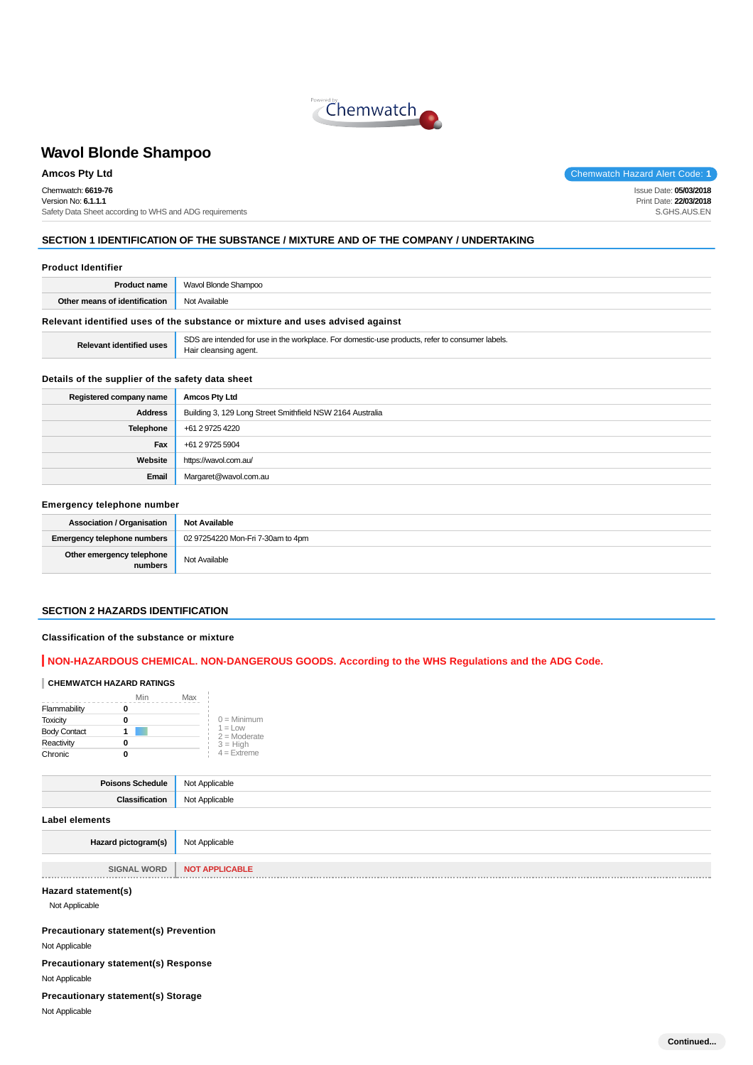# Wavol Blonde Shampoo

**Amcos Pty Ltd**

Chemwatch Hazard Alert Code: **1**

Chemwatch: **6619-76**
Version No: **6.1.1.1**
Safety Data Sheet according to WHS and ADG requirements

Issue Date: **05/03/2018**
Print Date: **22/03/2018**
S.GHS.AUS.EN

## SECTION 1 IDENTIFICATION OF THE SUBSTANCE / MIXTURE AND OF THE COMPANY / UNDERTAKING

### Product Identifier

| | |
|---|---|
| **Product name** | Wavol Blonde Shampoo |
| **Other means of identification** | Not Available |

### Relevant identified uses of the substance or mixture and uses advised against

| | |
|---|---|
| **Relevant identified uses** | SDS are intended for use in the workplace. For domestic-use products, refer to consumer labels.<br>Hair cleansing agent. |

### Details of the supplier of the safety data sheet

| | |
|---|---|
| **Registered company name** | **Amcos Pty Ltd** |
| **Address** | Building 3, 129 Long Street Smithfield NSW 2164 Australia |
| **Telephone** | +61 2 9725 4220 |
| **Fax** | +61 2 9725 5904 |
| **Website** | https://wavol.com.au/ |
| **Email** | Margaret@wavol.com.au |

### Emergency telephone number

| | |
|---|---|
| **Association / Organisation** | **Not Available** |
| **Emergency telephone numbers** | 02 97254220 Mon-Fri 7-30am to 4pm |
| **Other emergency telephone numbers** | Not Available |

## SECTION 2 HAZARDS IDENTIFICATION

### Classification of the substance or mixture

**NON-HAZARDOUS CHEMICAL. NON-DANGEROUS GOODS. According to the WHS Regulations and the ADG Code.**

**CHEMWATCH HAZARD RATINGS**

| | Min | Max |
|---|---|---|
| Flammability | 0 | |
| Toxicity | 0 | |
| Body Contact | 1 | |
| Reactivity | 0 | |
| Chronic | 0 | |

0 = Minimum
1 = Low
2 = Moderate
3 = High
4 = Extreme

| | |
|---|---|
| **Poisons Schedule** | Not Applicable |
| **Classification** | Not Applicable |

### Label elements

| | |
|---|---|
| **Hazard pictogram(s)** | Not Applicable |
| SIGNAL WORD | **NOT APPLICABLE** |

### Hazard statement(s)

Not Applicable

### Precautionary statement(s) Prevention

Not Applicable

### Precautionary statement(s) Response

Not Applicable

### Precautionary statement(s) Storage

Not Applicable

**Continued...**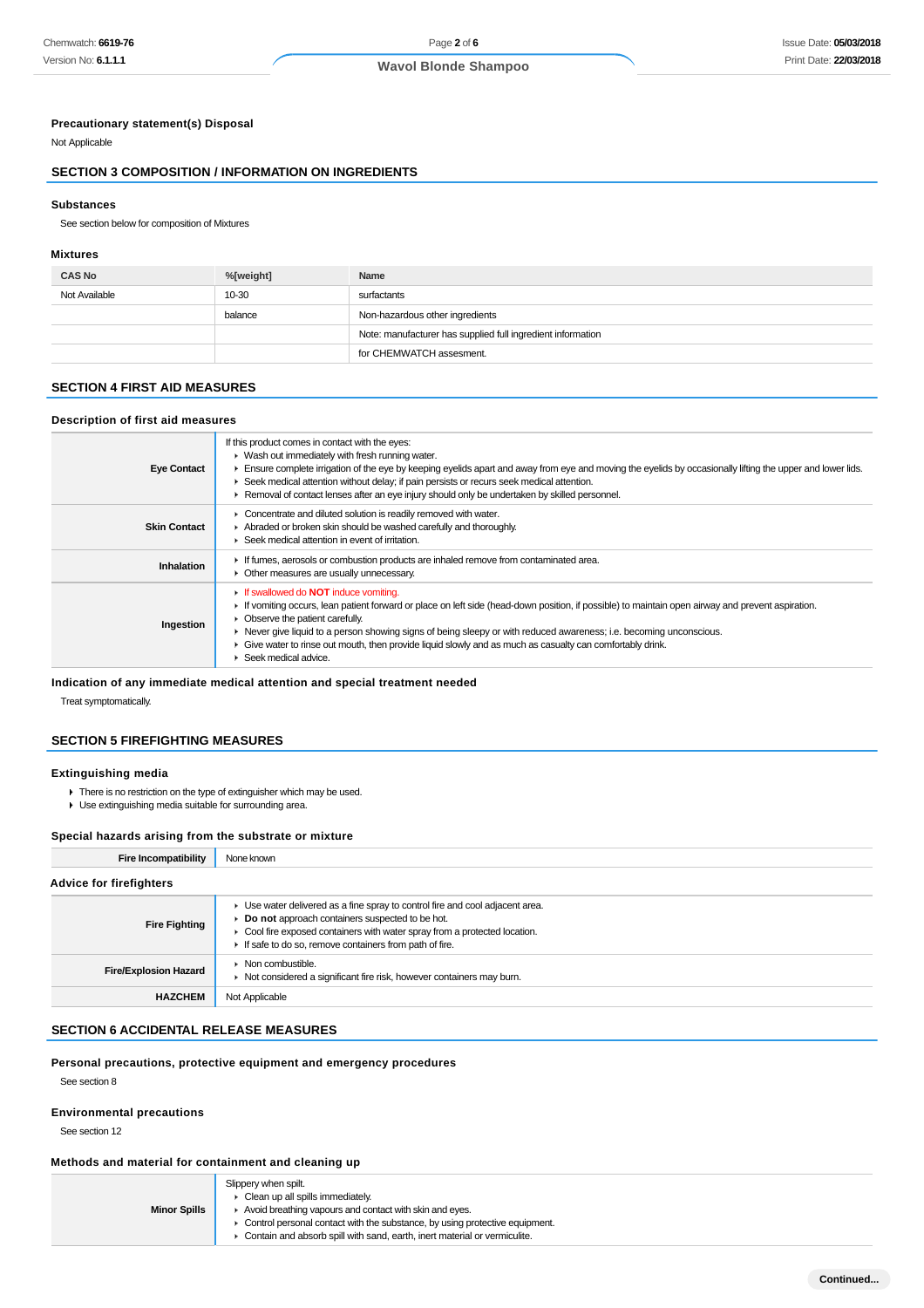### Precautionary statement(s) Disposal

Not Applicable

## SECTION 3 COMPOSITION / INFORMATION ON INGREDIENTS

### Substances

See section below for composition of Mixtures

### Mixtures

| CAS No | %[weight] | Name |
|---|---|---|
| Not Available | 10-30 | surfactants |
| | balance | Non-hazardous other ingredients |
| | | Note: manufacturer has supplied full ingredient information |
| | | for CHEMWATCH assesment. |

## SECTION 4 FIRST AID MEASURES

### Description of first aid measures

| | |
|---|---|
| **Eye Contact** | If this product comes in contact with the eyes:<br>▸ Wash out immediately with fresh running water.<br>▸ Ensure complete irrigation of the eye by keeping eyelids apart and away from eye and moving the eyelids by occasionally lifting the upper and lower lids.<br>▸ Seek medical attention without delay; if pain persists or recurs seek medical attention.<br>▸ Removal of contact lenses after an eye injury should only be undertaken by skilled personnel. |
| **Skin Contact** | ▸ Concentrate and diluted solution is readily removed with water.<br>▸ Abraded or broken skin should be washed carefully and thoroughly.<br>▸ Seek medical attention in event of irritation. |
| **Inhalation** | ▸ If fumes, aerosols or combustion products are inhaled remove from contaminated area.<br>▸ Other measures are usually unnecessary. |
| **Ingestion** | ▸ If swallowed do **NOT** induce vomiting.<br>▸ If vomiting occurs, lean patient forward or place on left side (head-down position, if possible) to maintain open airway and prevent aspiration.<br>▸ Observe the patient carefully.<br>▸ Never give liquid to a person showing signs of being sleepy or with reduced awareness; i.e. becoming unconscious.<br>▸ Give water to rinse out mouth, then provide liquid slowly and as much as casualty can comfortably drink.<br>▸ Seek medical advice. |

### Indication of any immediate medical attention and special treatment needed

Treat symptomatically.

## SECTION 5 FIREFIGHTING MEASURES

### Extinguishing media

- There is no restriction on the type of extinguisher which may be used.
- Use extinguishing media suitable for surrounding area.

### Special hazards arising from the substrate or mixture

| | |
|---|---|
| **Fire Incompatibility** | None known |

### Advice for firefighters

| | |
|---|---|
| **Fire Fighting** | ▸ Use water delivered as a fine spray to control fire and cool adjacent area.<br>▸ **Do not** approach containers suspected to be hot.<br>▸ Cool fire exposed containers with water spray from a protected location.<br>▸ If safe to do so, remove containers from path of fire. |
| **Fire/Explosion Hazard** | ▸ Non combustible.<br>▸ Not considered a significant fire risk, however containers may burn. |
| **HAZCHEM** | Not Applicable |

## SECTION 6 ACCIDENTAL RELEASE MEASURES

### Personal precautions, protective equipment and emergency procedures

See section 8

### Environmental precautions

See section 12

### Methods and material for containment and cleaning up

| | |
|---|---|
| **Minor Spills** | Slippery when spilt.<br>▸ Clean up all spills immediately.<br>▸ Avoid breathing vapours and contact with skin and eyes.<br>▸ Control personal contact with the substance, by using protective equipment.<br>▸ Contain and absorb spill with sand, earth, inert material or vermiculite. |

Continued...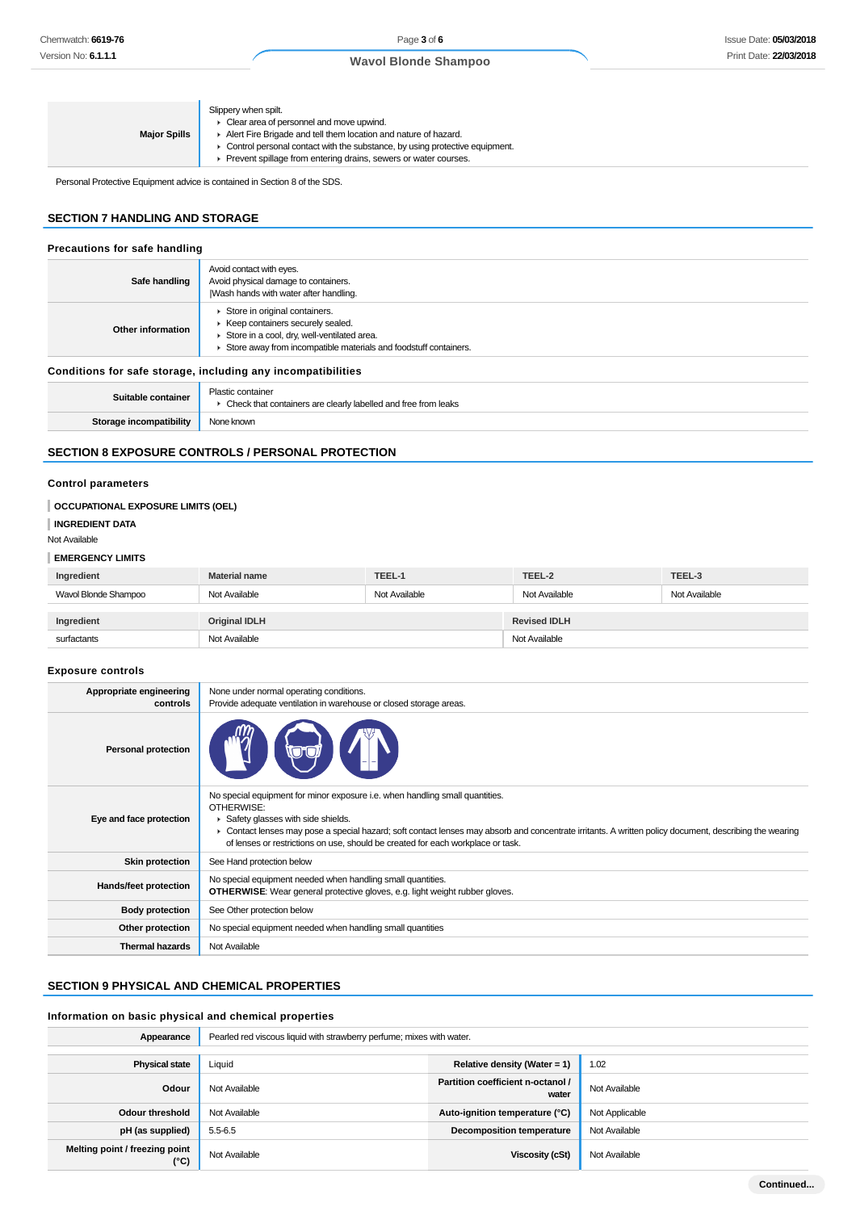| | |
|---|---|
| **Major Spills** | Slippery when spilt.<br>• Clear area of personnel and move upwind.<br>• Alert Fire Brigade and tell them location and nature of hazard.<br>• Control personal contact with the substance, by using protective equipment.<br>• Prevent spillage from entering drains, sewers or water courses. |

Personal Protective Equipment advice is contained in Section 8 of the SDS.

## SECTION 7 HANDLING AND STORAGE

### Precautions for safe handling

| | |
|---|---|
| **Safe handling** | Avoid contact with eyes.<br>Avoid physical damage to containers.<br>\|Wash hands with water after handling. |
| **Other information** | • Store in original containers.<br>• Keep containers securely sealed.<br>• Store in a cool, dry, well-ventilated area.<br>• Store away from incompatible materials and foodstuff containers. |

### Conditions for safe storage, including any incompatibilities

| | |
|---|---|
| **Suitable container** | Plastic container<br>• Check that containers are clearly labelled and free from leaks |
| **Storage incompatibility** | None known |

## SECTION 8 EXPOSURE CONTROLS / PERSONAL PROTECTION

### Control parameters

**OCCUPATIONAL EXPOSURE LIMITS (OEL)**

**INGREDIENT DATA**

Not Available

**EMERGENCY LIMITS**

| Ingredient | Material name | TEEL-1 | TEEL-2 | TEEL-3 |
|---|---|---|---|---|
| Wavol Blonde Shampoo | Not Available | Not Available | Not Available | Not Available |

| Ingredient | Original IDLH | Revised IDLH |
|---|---|---|
| surfactants | Not Available | Not Available |

### Exposure controls

| | |
|---|---|
| **Appropriate engineering controls** | None under normal operating conditions.<br>Provide adequate ventilation in warehouse or closed storage areas. |
| **Personal protection** | |
| **Eye and face protection** | No special equipment for minor exposure i.e. when handling small quantities.<br>OTHERWISE:<br>• Safety glasses with side shields.<br>• Contact lenses may pose a special hazard; soft contact lenses may absorb and concentrate irritants. A written policy document, describing the wearing of lenses or restrictions on use, should be created for each workplace or task. |
| **Skin protection** | See Hand protection below |
| **Hands/feet protection** | No special equipment needed when handling small quantities.<br>**OTHERWISE**: Wear general protective gloves, e.g. light weight rubber gloves. |
| **Body protection** | See Other protection below |
| **Other protection** | No special equipment needed when handling small quantities |
| **Thermal hazards** | Not Available |

## SECTION 9 PHYSICAL AND CHEMICAL PROPERTIES

### Information on basic physical and chemical properties

| | | | |
|---|---|---|---|
| **Appearance** | Pearled red viscous liquid with strawberry perfume; mixes with water. | | |
| **Physical state** | Liquid | **Relative density (Water = 1)** | 1.02 |
| **Odour** | Not Available | **Partition coefficient n-octanol / water** | Not Available |
| **Odour threshold** | Not Available | **Auto-ignition temperature (°C)** | Not Applicable |
| **pH (as supplied)** | 5.5-6.5 | **Decomposition temperature** | Not Available |
| **Melting point / freezing point (°C)** | Not Available | **Viscosity (cSt)** | Not Available |

Continued...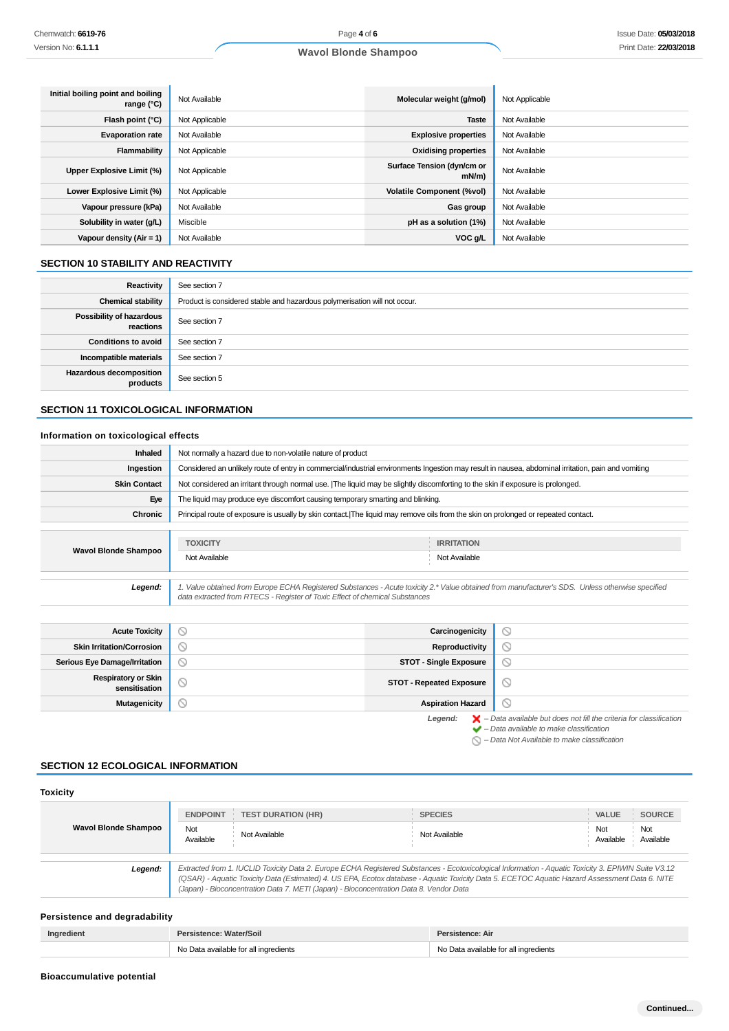| | | | |
|---|---|---|---|
| **Initial boiling point and boiling range (°C)** | Not Available | **Molecular weight (g/mol)** | Not Applicable |
| **Flash point (°C)** | Not Applicable | **Taste** | Not Available |
| **Evaporation rate** | Not Available | **Explosive properties** | Not Available |
| **Flammability** | Not Applicable | **Oxidising properties** | Not Available |
| **Upper Explosive Limit (%)** | Not Applicable | **Surface Tension (dyn/cm or mN/m)** | Not Available |
| **Lower Explosive Limit (%)** | Not Applicable | **Volatile Component (%vol)** | Not Available |
| **Vapour pressure (kPa)** | Not Available | **Gas group** | Not Available |
| **Solubility in water (g/L)** | Miscible | **pH as a solution (1%)** | Not Available |
| **Vapour density (Air = 1)** | Not Available | **VOC g/L** | Not Available |

## SECTION 10 STABILITY AND REACTIVITY

| | |
|---|---|
| **Reactivity** | See section 7 |
| **Chemical stability** | Product is considered stable and hazardous polymerisation will not occur. |
| **Possibility of hazardous reactions** | See section 7 |
| **Conditions to avoid** | See section 7 |
| **Incompatible materials** | See section 7 |
| **Hazardous decomposition products** | See section 5 |

## SECTION 11 TOXICOLOGICAL INFORMATION

### Information on toxicological effects

| | |
|---|---|
| **Inhaled** | Not normally a hazard due to non-volatile nature of product |
| **Ingestion** | Considered an unlikely route of entry in commercial/industrial environments Ingestion may result in nausea, abdominal irritation, pain and vomiting |
| **Skin Contact** | Not considered an irritant through normal use. \|The liquid may be slightly discomforting to the skin if exposure is prolonged. |
| **Eye** | The liquid may produce eye discomfort causing temporary smarting and blinking. |
| **Chronic** | Principal route of exposure is usually by skin contact.\|The liquid may remove oils from the skin on prolonged or repeated contact. |

| | TOXICITY | IRRITATION |
|---|---|---|
| **Wavol Blonde Shampoo** | Not Available | Not Available |

***Legend:*** *1. Value obtained from Europe ECHA Registered Substances - Acute toxicity 2.\* Value obtained from manufacturer's SDS. Unless otherwise specified data extracted from RTECS - Register of Toxic Effect of chemical Substances*

| | | | |
|---|---|---|---|
| **Acute Toxicity** | ⃠ | **Carcinogenicity** | ⃠ |
| **Skin Irritation/Corrosion** | ⃠ | **Reproductivity** | ⃠ |
| **Serious Eye Damage/Irritation** | ⃠ | **STOT - Single Exposure** | ⃠ |
| **Respiratory or Skin sensitisation** | ⃠ | **STOT - Repeated Exposure** | ⃠ |
| **Mutagenicity** | ⃠ | **Aspiration Hazard** | ⃠ |

***Legend:***
- ❌ *– Data available but does not fill the criteria for classification*
- ✔ *– Data available to make classification*
- ⃠ *– Data Not Available to make classification*

## SECTION 12 ECOLOGICAL INFORMATION

### Toxicity

| | ENDPOINT | TEST DURATION (HR) | SPECIES | VALUE | SOURCE |
|---|---|---|---|---|---|
| **Wavol Blonde Shampoo** | Not Available | Not Available | Not Available | Not Available | Not Available |

***Legend:*** *Extracted from 1. IUCLID Toxicity Data 2. Europe ECHA Registered Substances - Ecotoxicological Information - Aquatic Toxicity 3. EPIWIN Suite V3.12 (QSAR) - Aquatic Toxicity Data (Estimated) 4. US EPA, Ecotox database - Aquatic Toxicity Data 5. ECETOC Aquatic Hazard Assessment Data 6. NITE (Japan) - Bioconcentration Data 7. METI (Japan) - Bioconcentration Data 8. Vendor Data*

### Persistence and degradability

| Ingredient | Persistence: Water/Soil | Persistence: Air |
|---|---|---|
| | No Data available for all ingredients | No Data available for all ingredients |

### Bioaccumulative potential

**Continued...**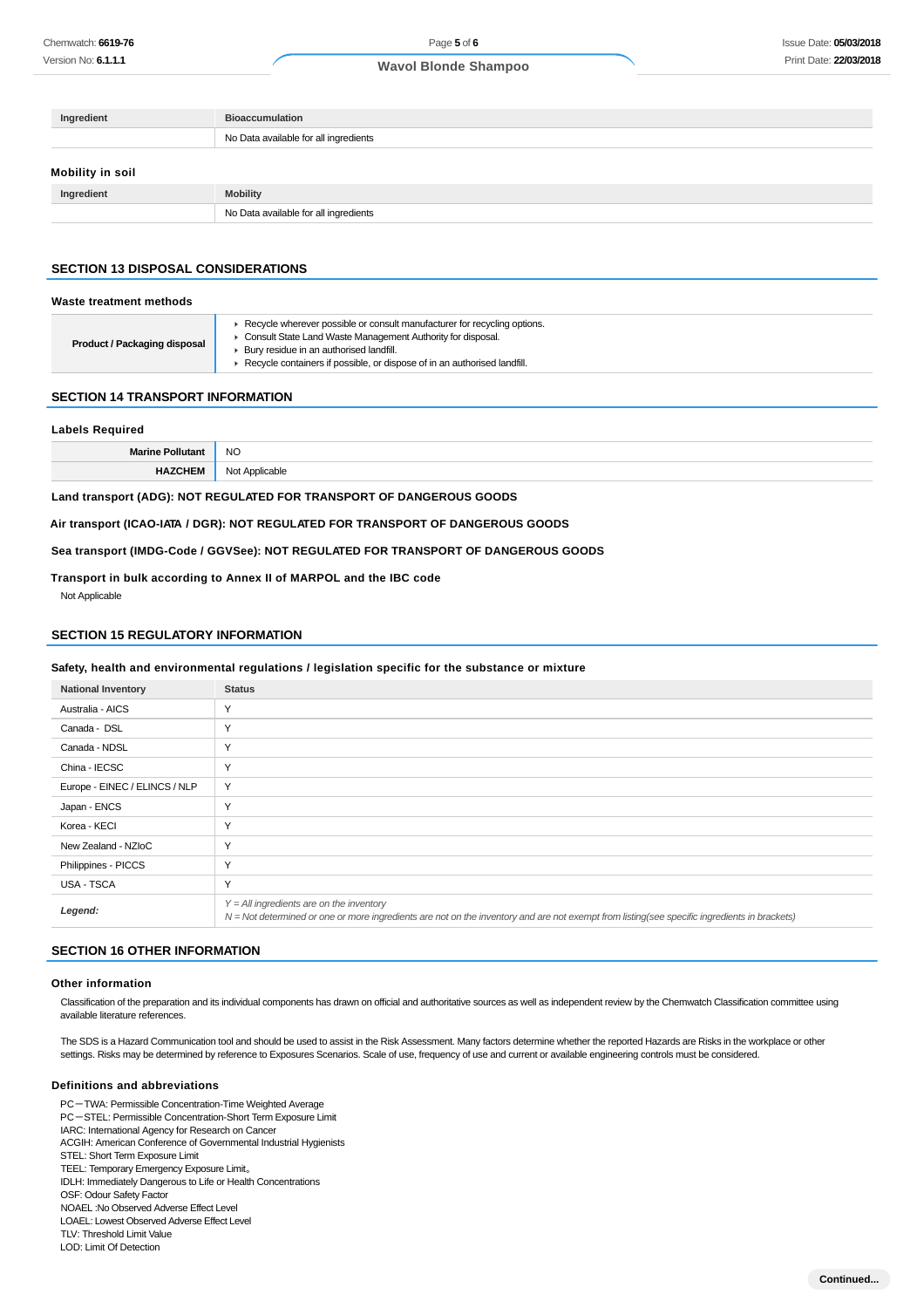| Ingredient | Bioaccumulation |
|---|---|
| | No Data available for all ingredients |

### Mobility in soil

| Ingredient | Mobility |
|---|---|
| | No Data available for all ingredients |

## SECTION 13 DISPOSAL CONSIDERATIONS

### Waste treatment methods

| | |
|---|---|
| **Product / Packaging disposal** | ▸ Recycle wherever possible or consult manufacturer for recycling options.<br>▸ Consult State Land Waste Management Authority for disposal.<br>▸ Bury residue in an authorised landfill.<br>▸ Recycle containers if possible, or dispose of in an authorised landfill. |

## SECTION 14 TRANSPORT INFORMATION

### Labels Required

| | |
|---|---|
| **Marine Pollutant** | NO |
| **HAZCHEM** | Not Applicable |

**Land transport (ADG): NOT REGULATED FOR TRANSPORT OF DANGEROUS GOODS**

**Air transport (ICAO-IATA / DGR): NOT REGULATED FOR TRANSPORT OF DANGEROUS GOODS**

**Sea transport (IMDG-Code / GGVSee): NOT REGULATED FOR TRANSPORT OF DANGEROUS GOODS**

**Transport in bulk according to Annex II of MARPOL and the IBC code**

Not Applicable

## SECTION 15 REGULATORY INFORMATION

### Safety, health and environmental regulations / legislation specific for the substance or mixture

| National Inventory | Status |
|---|---|
| Australia - AICS | Y |
| Canada - DSL | Y |
| Canada - NDSL | Y |
| China - IECSC | Y |
| Europe - EINEC / ELINCS / NLP | Y |
| Japan - ENCS | Y |
| Korea - KECI | Y |
| New Zealand - NZIoC | Y |
| Philippines - PICCS | Y |
| USA - TSCA | Y |
| ***Legend:*** | *Y = All ingredients are on the inventory*<br>*N = Not determined or one or more ingredients are not on the inventory and are not exempt from listing(see specific ingredients in brackets)* |

## SECTION 16 OTHER INFORMATION

### Other information

Classification of the preparation and its individual components has drawn on official and authoritative sources as well as independent review by the Chemwatch Classification committee using available literature references.

The SDS is a Hazard Communication tool and should be used to assist in the Risk Assessment. Many factors determine whether the reported Hazards are Risks in the workplace or other settings. Risks may be determined by reference to Exposures Scenarios. Scale of use, frequency of use and current or available engineering controls must be considered.

### Definitions and abbreviations

PC－TWA: Permissible Concentration-Time Weighted Average
PC－STEL: Permissible Concentration-Short Term Exposure Limit
IARC: International Agency for Research on Cancer
ACGIH: American Conference of Governmental Industrial Hygienists
STEL: Short Term Exposure Limit
TEEL: Temporary Emergency Exposure Limit。
IDLH: Immediately Dangerous to Life or Health Concentrations
OSF: Odour Safety Factor
NOAEL :No Observed Adverse Effect Level
LOAEL: Lowest Observed Adverse Effect Level
TLV: Threshold Limit Value
LOD: Limit Of Detection

**Continued...**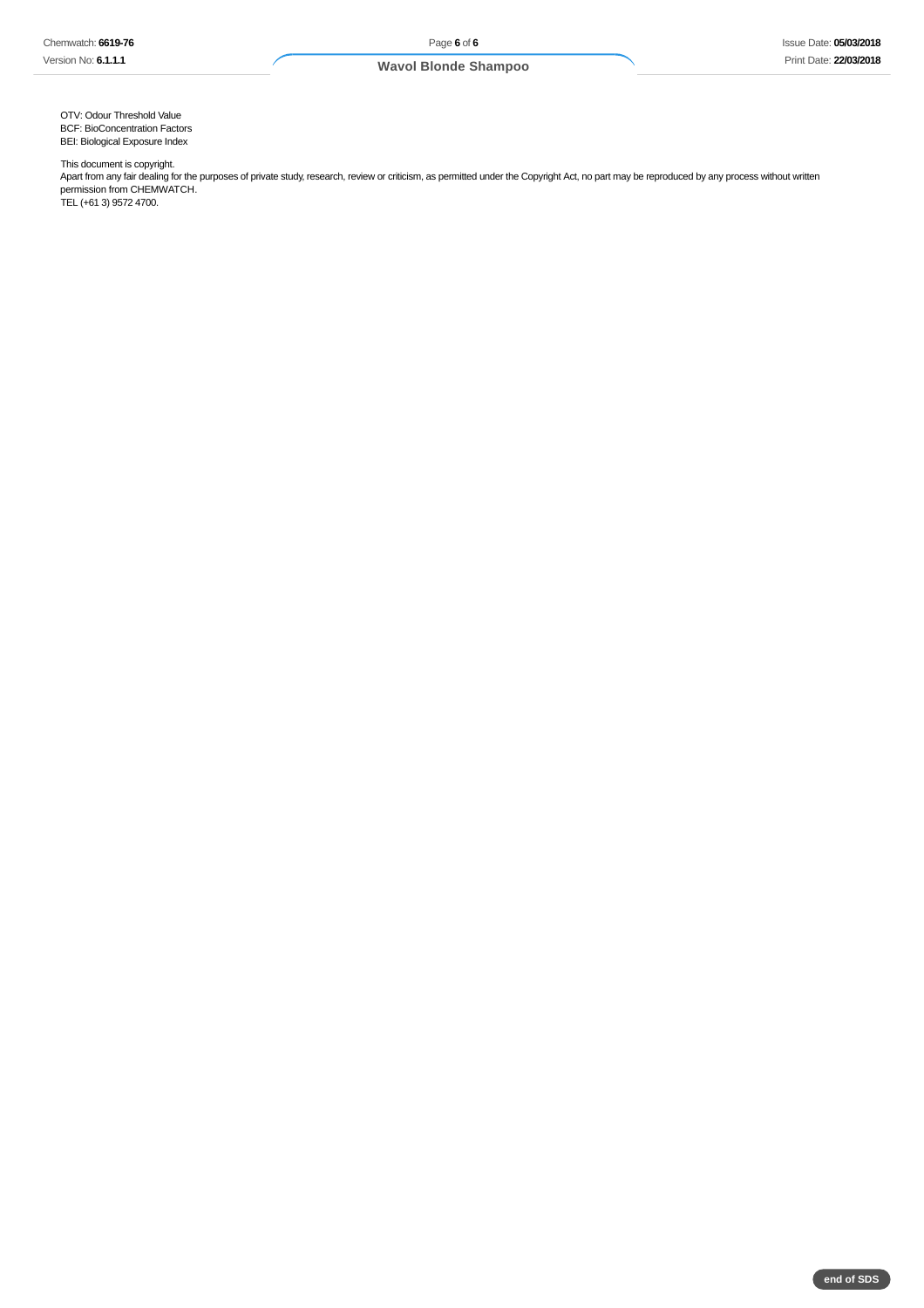OTV: Odour Threshold Value
BCF: BioConcentration Factors
BEI: Biological Exposure Index

This document is copyright.
Apart from any fair dealing for the purposes of private study, research, review or criticism, as permitted under the Copyright Act, no part may be reproduced by any process without written permission from CHEMWATCH.
TEL (+61 3) 9572 4700.

**end of SDS**